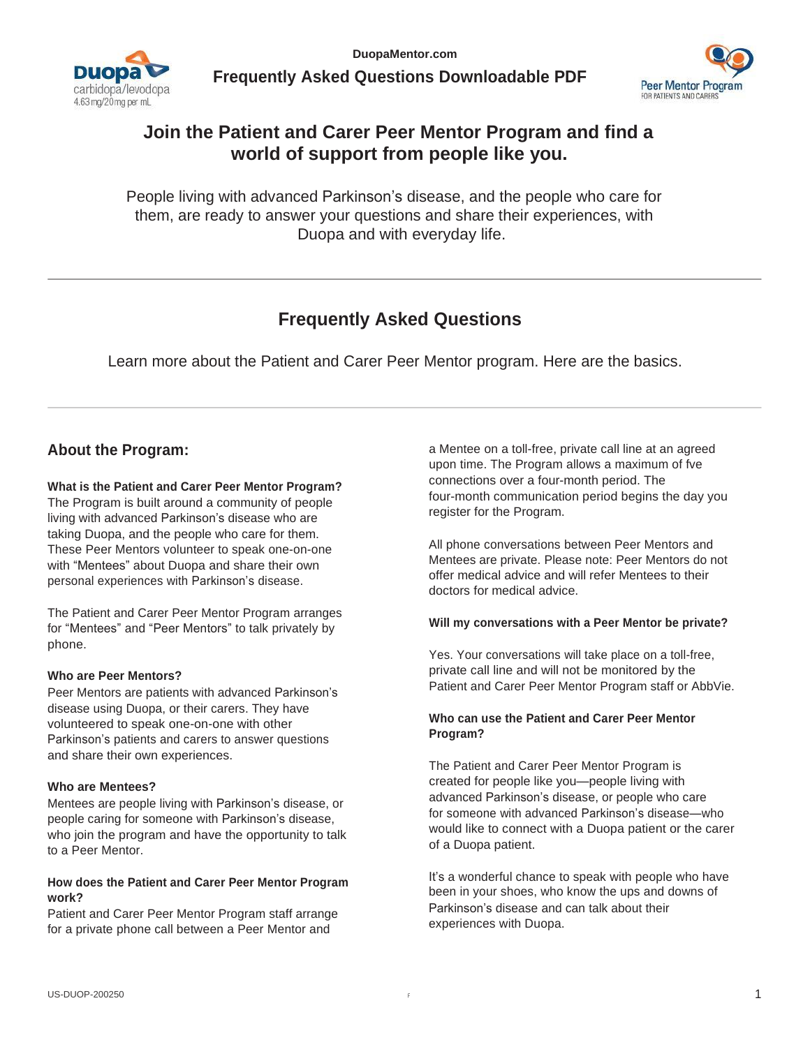DuopaMentor.com

# Frequently Asked Questions Downloadable PDF

## Join the Patient and Carer Peer Mentor Program and find a world of support from people like you.

People living with advanced Parkinson's disease, and the people who care for them, are ready to answer your questions and share their experiences, with Duopa and with everyday life.

---

## Frequently Asked Questions

Learn more about the Patient and Carer Peer Mentor program. Here are the basics.

---

### About the Program:

**What is the Patient and Carer Peer Mentor Program?**
The Program is built around a community of people living with advanced Parkinson's disease who are taking Duopa, and the people who care for them. These Peer Mentors volunteer to speak one-on-one with "Mentees" about Duopa and share their own personal experiences with Parkinson's disease.

The Patient and Carer Peer Mentor Program arranges for "Mentees" and "Peer Mentors" to talk privately by phone.

**Who are Peer Mentors?**
Peer Mentors are patients with advanced Parkinson's disease using Duopa, or their carers. They have volunteered to speak one-on-one with other Parkinson's patients and carers to answer questions and share their own experiences.

**Who are Mentees?**
Mentees are people living with Parkinson's disease, or people caring for someone with Parkinson's disease, who join the program and have the opportunity to talk to a Peer Mentor.

**How does the Patient and Carer Peer Mentor Program work?**
Patient and Carer Peer Mentor Program staff arrange for a private phone call between a Peer Mentor and a Mentee on a toll-free, private call line at an agreed upon time. The Program allows a maximum of fve connections over a four-month period. The four-month communication period begins the day you register for the Program.

All phone conversations between Peer Mentors and Mentees are private. Please note: Peer Mentors do not offer medical advice and will refer Mentees to their doctors for medical advice.

**Will my conversations with a Peer Mentor be private?**

Yes. Your conversations will take place on a toll-free, private call line and will not be monitored by the Patient and Carer Peer Mentor Program staff or AbbVie.

**Who can use the Patient and Carer Peer Mentor Program?**

The Patient and Carer Peer Mentor Program is created for people like you—people living with advanced Parkinson's disease, or people who care for someone with advanced Parkinson's disease—who would like to connect with a Duopa patient or the carer of a Duopa patient.

It's a wonderful chance to speak with people who have been in your shoes, who know the ups and downs of Parkinson's disease and can talk about their experiences with Duopa.

US-DUOP-200250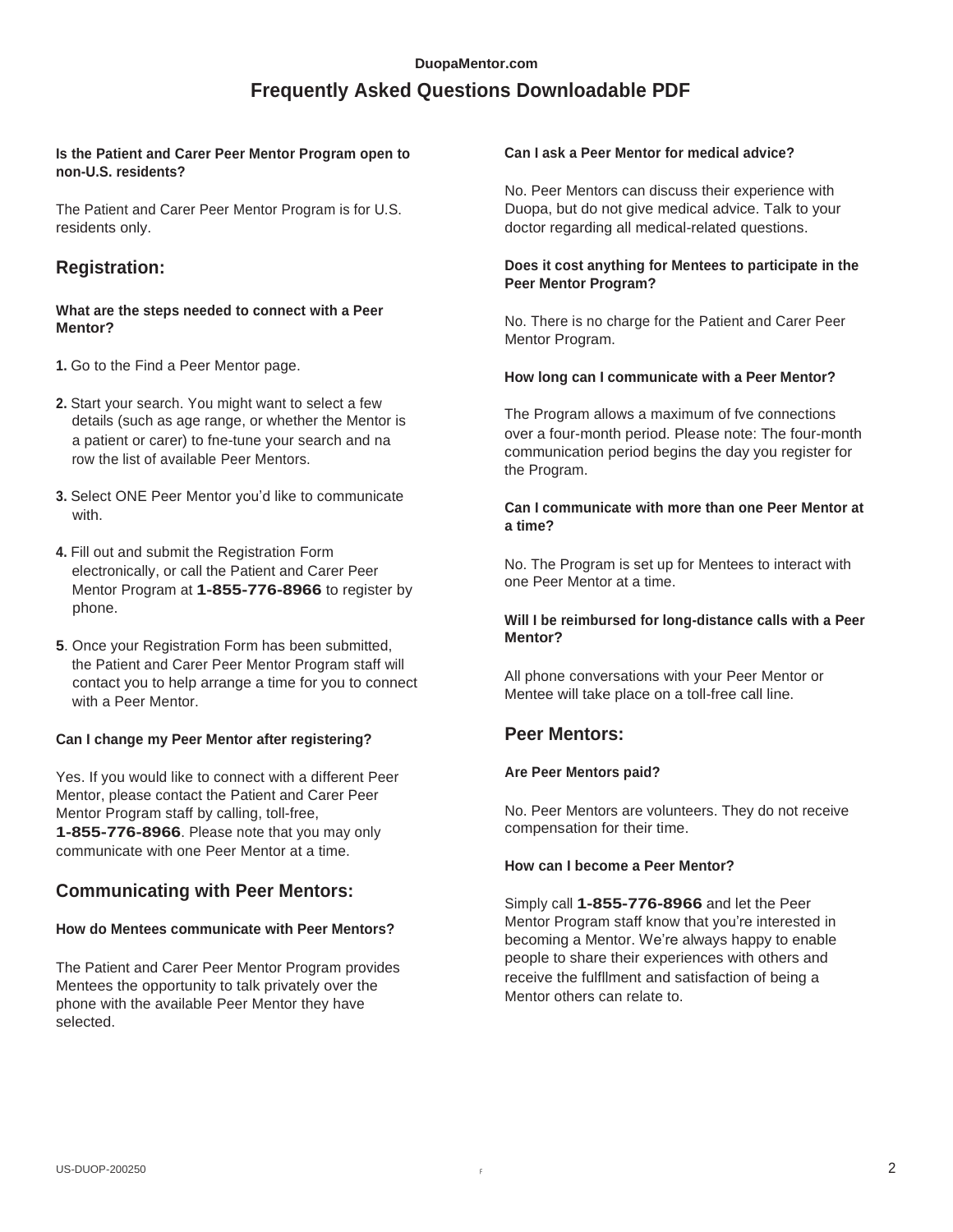DuopaMentor.com

## Frequently Asked Questions Downloadable PDF

**Is the Patient and Carer Peer Mentor Program open to non-U.S. residents?**

The Patient and Carer Peer Mentor Program is for U.S. residents only.

### Registration:

**What are the steps needed to connect with a Peer Mentor?**

**1.** Go to the Find a Peer Mentor page.

**2.** Start your search. You might want to select a few details (such as age range, or whether the Mentor is a patient or carer) to fne-tune your search and na row the list of available Peer Mentors.

**3.** Select ONE Peer Mentor you'd like to communicate with.

**4.** Fill out and submit the Registration Form electronically, or call the Patient and Carer Peer Mentor Program at **1-855-776-8966** to register by phone.

**5**. Once your Registration Form has been submitted, the Patient and Carer Peer Mentor Program staff will contact you to help arrange a time for you to connect with a Peer Mentor.

**Can I change my Peer Mentor after registering?**

Yes. If you would like to connect with a different Peer Mentor, please contact the Patient and Carer Peer Mentor Program staff by calling, toll-free, **1-855-776-8966**. Please note that you may only communicate with one Peer Mentor at a time.

### Communicating with Peer Mentors:

**How do Mentees communicate with Peer Mentors?**

The Patient and Carer Peer Mentor Program provides Mentees the opportunity to talk privately over the phone with the available Peer Mentor they have selected.

**Can I ask a Peer Mentor for medical advice?**

No. Peer Mentors can discuss their experience with Duopa, but do not give medical advice. Talk to your doctor regarding all medical-related questions.

**Does it cost anything for Mentees to participate in the Peer Mentor Program?**

No. There is no charge for the Patient and Carer Peer Mentor Program.

**How long can I communicate with a Peer Mentor?**

The Program allows a maximum of fve connections over a four-month period. Please note: The four-month communication period begins the day you register for the Program.

**Can I communicate with more than one Peer Mentor at a time?**

No. The Program is set up for Mentees to interact with one Peer Mentor at a time.

**Will I be reimbursed for long-distance calls with a Peer Mentor?**

All phone conversations with your Peer Mentor or Mentee will take place on a toll-free call line.

### Peer Mentors:

**Are Peer Mentors paid?**

No. Peer Mentors are volunteers. They do not receive compensation for their time.

**How can I become a Peer Mentor?**

Simply call **1-855-776-8966** and let the Peer Mentor Program staff know that you're interested in becoming a Mentor. We're always happy to enable people to share their experiences with others and receive the fulfllment and satisfaction of being a Mentor others can relate to.

US-DUOP-200250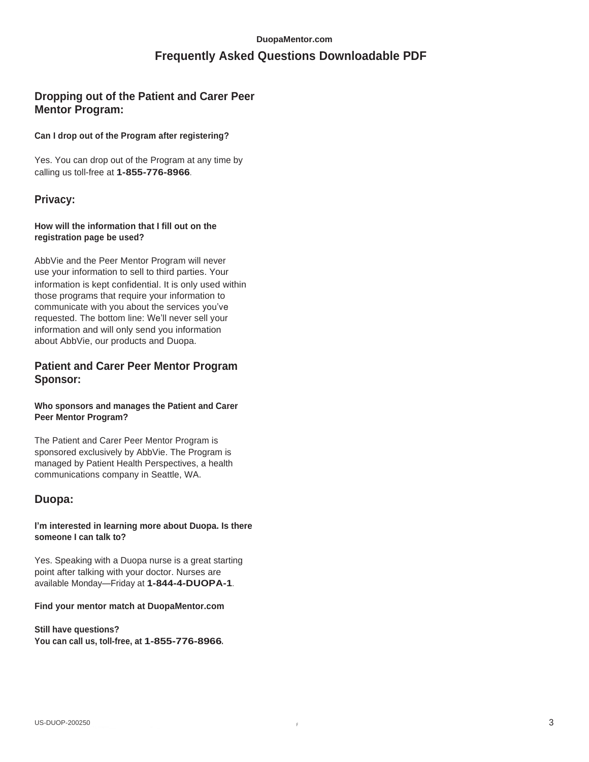## Dropping out of the Patient and Carer Peer Mentor Program:

**Can I drop out of the Program after registering?**

Yes. You can drop out of the Program at any time by calling us toll-free at **1-855-776-8966**.

## Privacy:

**How will the information that I fill out on the registration page be used?**

AbbVie and the Peer Mentor Program will never use your information to sell to third parties. Your information is kept confidential. It is only used within those programs that require your information to communicate with you about the services you've requested. The bottom line: We'll never sell your information and will only send you information about AbbVie, our products and Duopa.

## Patient and Carer Peer Mentor Program Sponsor:

**Who sponsors and manages the Patient and Carer Peer Mentor Program?**

The Patient and Carer Peer Mentor Program is sponsored exclusively by AbbVie. The Program is managed by Patient Health Perspectives, a health communications company in Seattle, WA.

## Duopa:

**I'm interested in learning more about Duopa. Is there someone I can talk to?**

Yes. Speaking with a Duopa nurse is a great starting point after talking with your doctor. Nurses are available Monday—Friday at **1-844-4-DUOPA-1**.

**Find your mentor match at DuopaMentor.com**

**Still have questions?**
**You can call us, toll-free, at 1-855-776-8966.**

US-DUOP-200250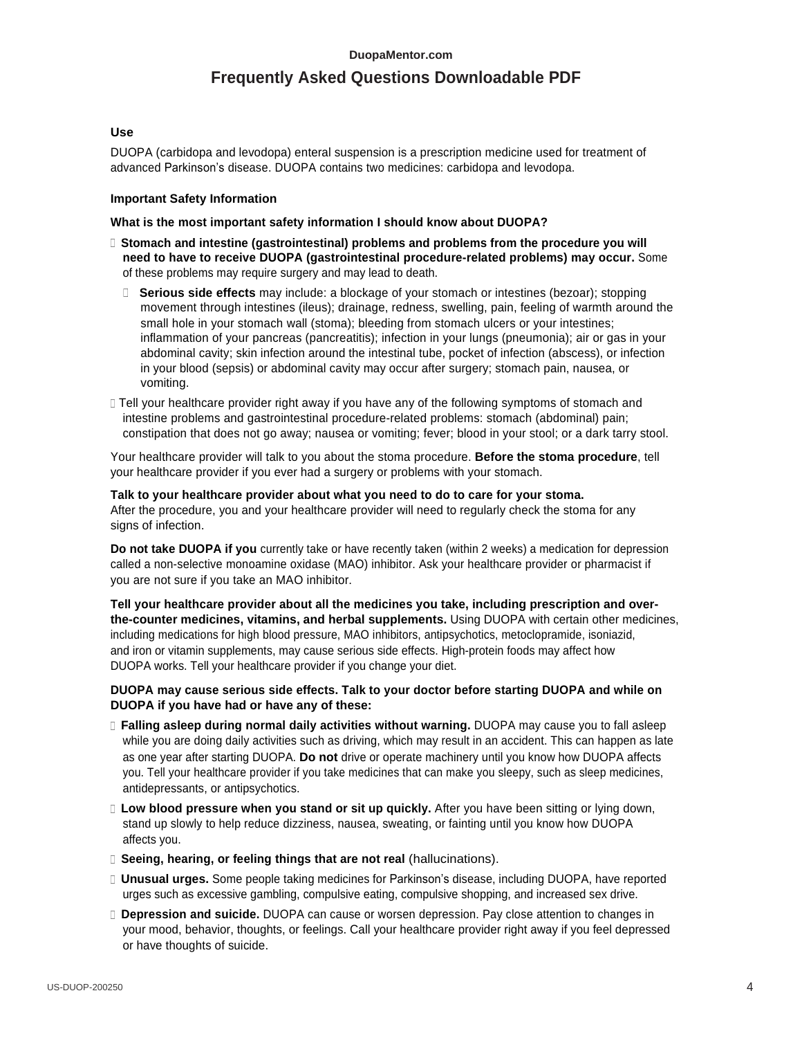**DuopaMentor.com**

## Frequently Asked Questions Downloadable PDF

**Use**

DUOPA (carbidopa and levodopa) enteral suspension is a prescription medicine used for treatment of advanced Parkinson's disease. DUOPA contains two medicines: carbidopa and levodopa.

**Important Safety Information**

**What is the most important safety information I should know about DUOPA?**

- **Stomach and intestine (gastrointestinal) problems and problems from the procedure you will need to have to receive DUOPA (gastrointestinal procedure-related problems) may occur.** Some of these problems may require surgery and may lead to death.
  - **Serious side effects** may include: a blockage of your stomach or intestines (bezoar); stopping movement through intestines (ileus); drainage, redness, swelling, pain, feeling of warmth around the small hole in your stomach wall (stoma); bleeding from stomach ulcers or your intestines; inflammation of your pancreas (pancreatitis); infection in your lungs (pneumonia); air or gas in your abdominal cavity; skin infection around the intestinal tube, pocket of infection (abscess), or infection in your blood (sepsis) or abdominal cavity may occur after surgery; stomach pain, nausea, or vomiting.
- Tell your healthcare provider right away if you have any of the following symptoms of stomach and intestine problems and gastrointestinal procedure-related problems: stomach (abdominal) pain; constipation that does not go away; nausea or vomiting; fever; blood in your stool; or a dark tarry stool.

Your healthcare provider will talk to you about the stoma procedure. **Before the stoma procedure**, tell your healthcare provider if you ever had a surgery or problems with your stomach.

**Talk to your healthcare provider about what you need to do to care for your stoma.** After the procedure, you and your healthcare provider will need to regularly check the stoma for any signs of infection.

**Do not take DUOPA if you** currently take or have recently taken (within 2 weeks) a medication for depression called a non-selective monoamine oxidase (MAO) inhibitor. Ask your healthcare provider or pharmacist if you are not sure if you take an MAO inhibitor.

**Tell your healthcare provider about all the medicines you take, including prescription and over-the-counter medicines, vitamins, and herbal supplements.** Using DUOPA with certain other medicines, including medications for high blood pressure, MAO inhibitors, antipsychotics, metoclopramide, isoniazid, and iron or vitamin supplements, may cause serious side effects. High-protein foods may affect how DUOPA works. Tell your healthcare provider if you change your diet.

**DUOPA may cause serious side effects. Talk to your doctor before starting DUOPA and while on DUOPA if you have had or have any of these:**

- **Falling asleep during normal daily activities without warning.** DUOPA may cause you to fall asleep while you are doing daily activities such as driving, which may result in an accident. This can happen as late as one year after starting DUOPA. **Do not** drive or operate machinery until you know how DUOPA affects you. Tell your healthcare provider if you take medicines that can make you sleepy, such as sleep medicines, antidepressants, or antipsychotics.
- **Low blood pressure when you stand or sit up quickly.** After you have been sitting or lying down, stand up slowly to help reduce dizziness, nausea, sweating, or fainting until you know how DUOPA affects you.
- **Seeing, hearing, or feeling things that are not real** (hallucinations).
- **Unusual urges.** Some people taking medicines for Parkinson's disease, including DUOPA, have reported urges such as excessive gambling, compulsive eating, compulsive shopping, and increased sex drive.
- **Depression and suicide.** DUOPA can cause or worsen depression. Pay close attention to changes in your mood, behavior, thoughts, or feelings. Call your healthcare provider right away if you feel depressed or have thoughts of suicide.

US-DUOP-200250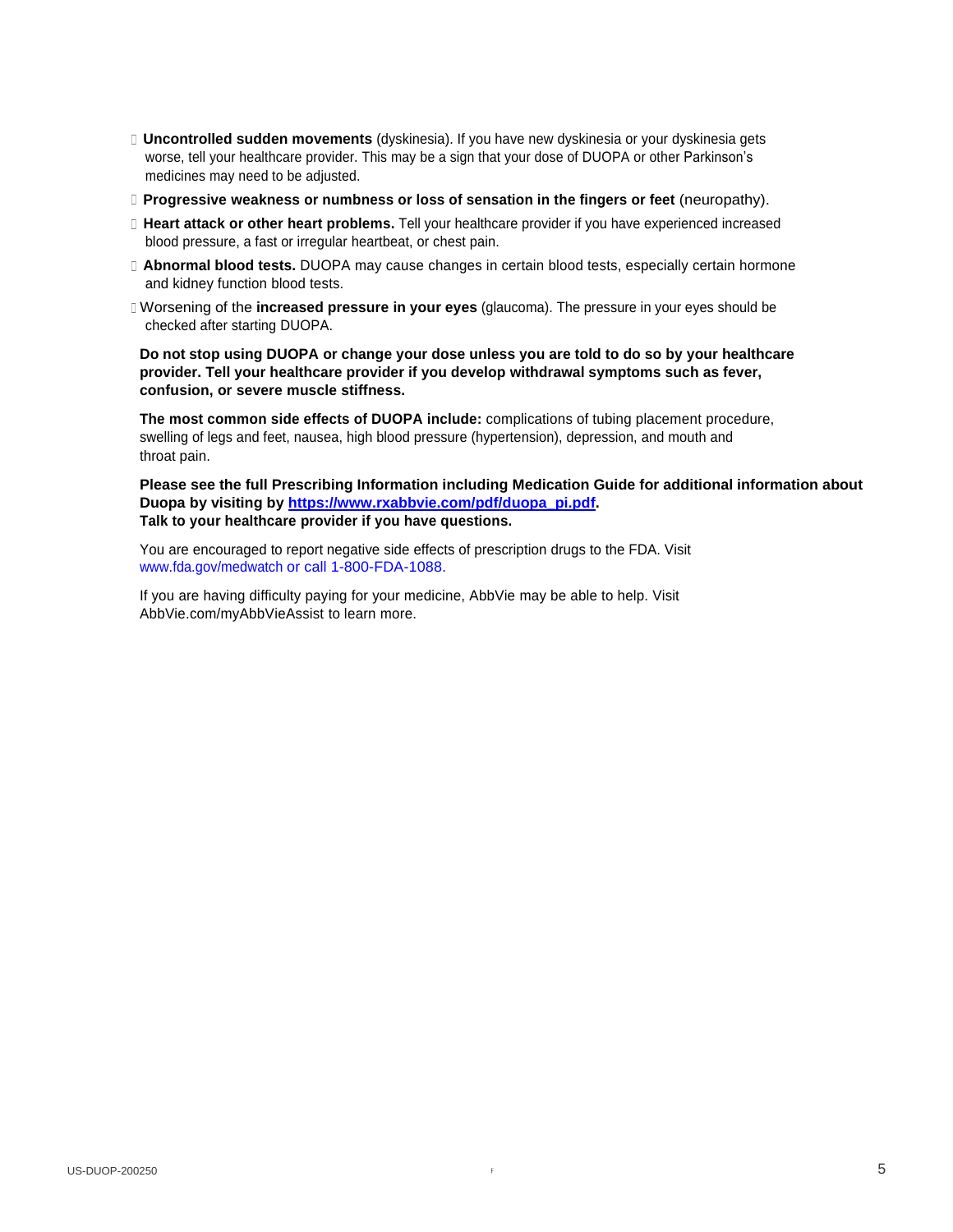- **Uncontrolled sudden movements** (dyskinesia). If you have new dyskinesia or your dyskinesia gets worse, tell your healthcare provider. This may be a sign that your dose of DUOPA or other Parkinson's medicines may need to be adjusted.
- **Progressive weakness or numbness or loss of sensation in the fingers or feet** (neuropathy).
- **Heart attack or other heart problems.** Tell your healthcare provider if you have experienced increased blood pressure, a fast or irregular heartbeat, or chest pain.
- **Abnormal blood tests.** DUOPA may cause changes in certain blood tests, especially certain hormone and kidney function blood tests.
- Worsening of the **increased pressure in your eyes** (glaucoma). The pressure in your eyes should be checked after starting DUOPA.

**Do not stop using DUOPA or change your dose unless you are told to do so by your healthcare provider. Tell your healthcare provider if you develop withdrawal symptoms such as fever, confusion, or severe muscle stiffness.**

**The most common side effects of DUOPA include:** complications of tubing placement procedure, swelling of legs and feet, nausea, high blood pressure (hypertension), depression, and mouth and throat pain.

**Please see the full Prescribing Information including Medication Guide for additional information about Duopa by visiting by [https://www.rxabbvie.com/pdf/duopa_pi.pdf](https://www.rxabbvie.com/pdf/duopa_pi.pdf).**
**Talk to your healthcare provider if you have questions.**

You are encouraged to report negative side effects of prescription drugs to the FDA. Visit www.fda.gov/medwatch or call 1-800-FDA-1088.

If you are having difficulty paying for your medicine, AbbVie may be able to help. Visit AbbVie.com/myAbbVieAssist to learn more.

US-DUOP-200250